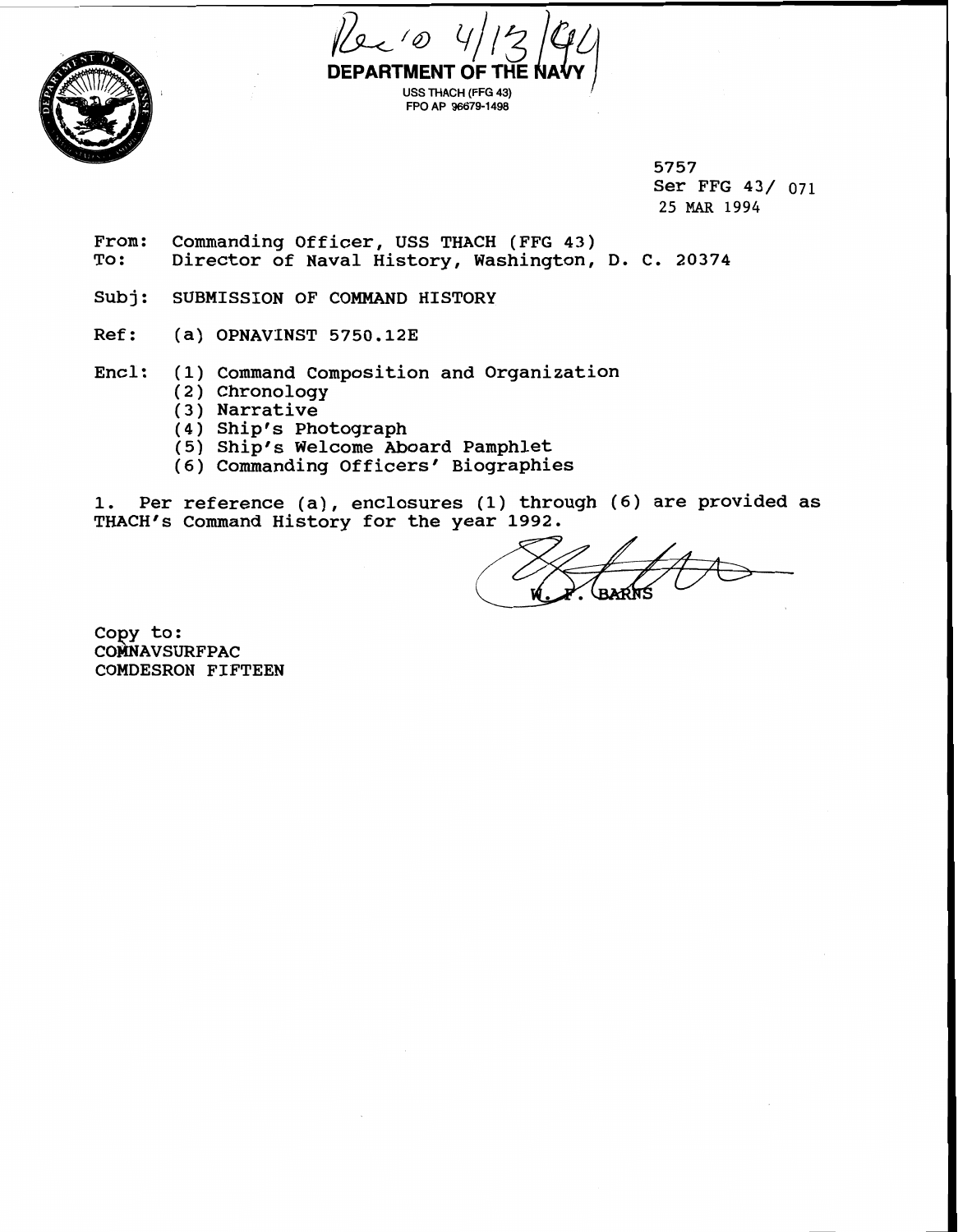Rec'd 4/13/94

**DEPARTMENT OF THE NAVY**

USS THACH (FFG 43)
FPO AP 96679-1498

5757
Ser FFG 43/ 071
25 MAR 1994

From: Commanding Officer, USS THACH (FFG 43)
To: Director of Naval History, Washington, D. C. 20374

Subj: SUBMISSION OF COMMAND HISTORY

Ref: (a) OPNAVINST 5750.12E

Encl: (1) Command Composition and Organization
(2) Chronology
(3) Narrative
(4) Ship's Photograph
(5) Ship's Welcome Aboard Pamphlet
(6) Commanding Officers' Biographies

1. Per reference (a), enclosures (1) through (6) are provided as THACH's Command History for the year 1992.

W. F. BARNS

Copy to:
COMNAVSURFPAC
COMDESRON FIFTEEN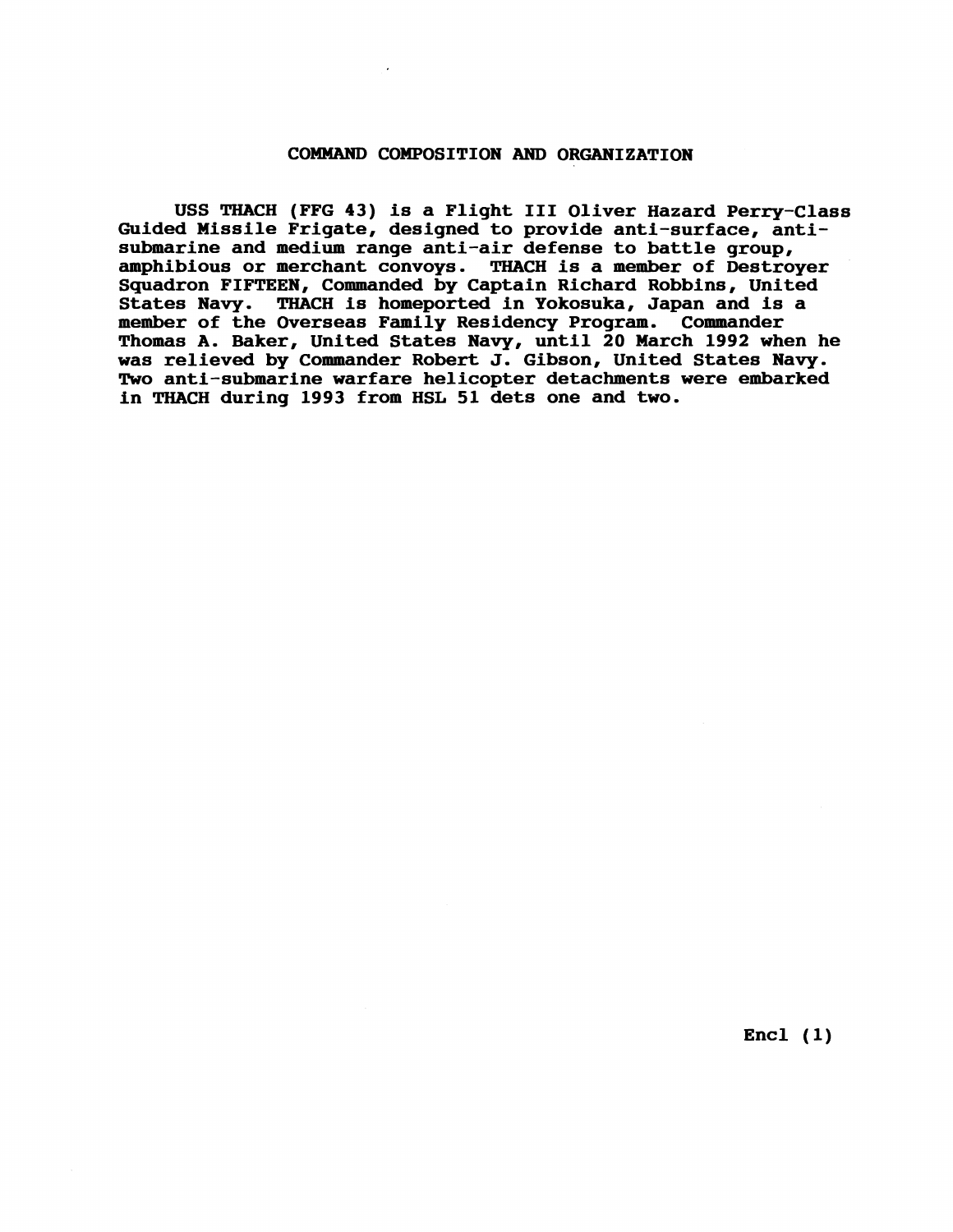# COMMAND COMPOSITION AND ORGANIZATION

USS THACH (FFG 43) is a Flight III Oliver Hazard Perry-Class Guided Missile Frigate, designed to provide anti-surface, anti-submarine and medium range anti-air defense to battle group, amphibious or merchant convoys. THACH is a member of Destroyer Squadron FIFTEEN, Commanded by Captain Richard Robbins, United States Navy. THACH is homeported in Yokosuka, Japan and is a member of the Overseas Family Residency Program. Commander Thomas A. Baker, United States Navy, until 20 March 1992 when he was relieved by Commander Robert J. Gibson, United States Navy. Two anti-submarine warfare helicopter detachments were embarked in THACH during 1993 from HSL 51 dets one and two.

Encl (1)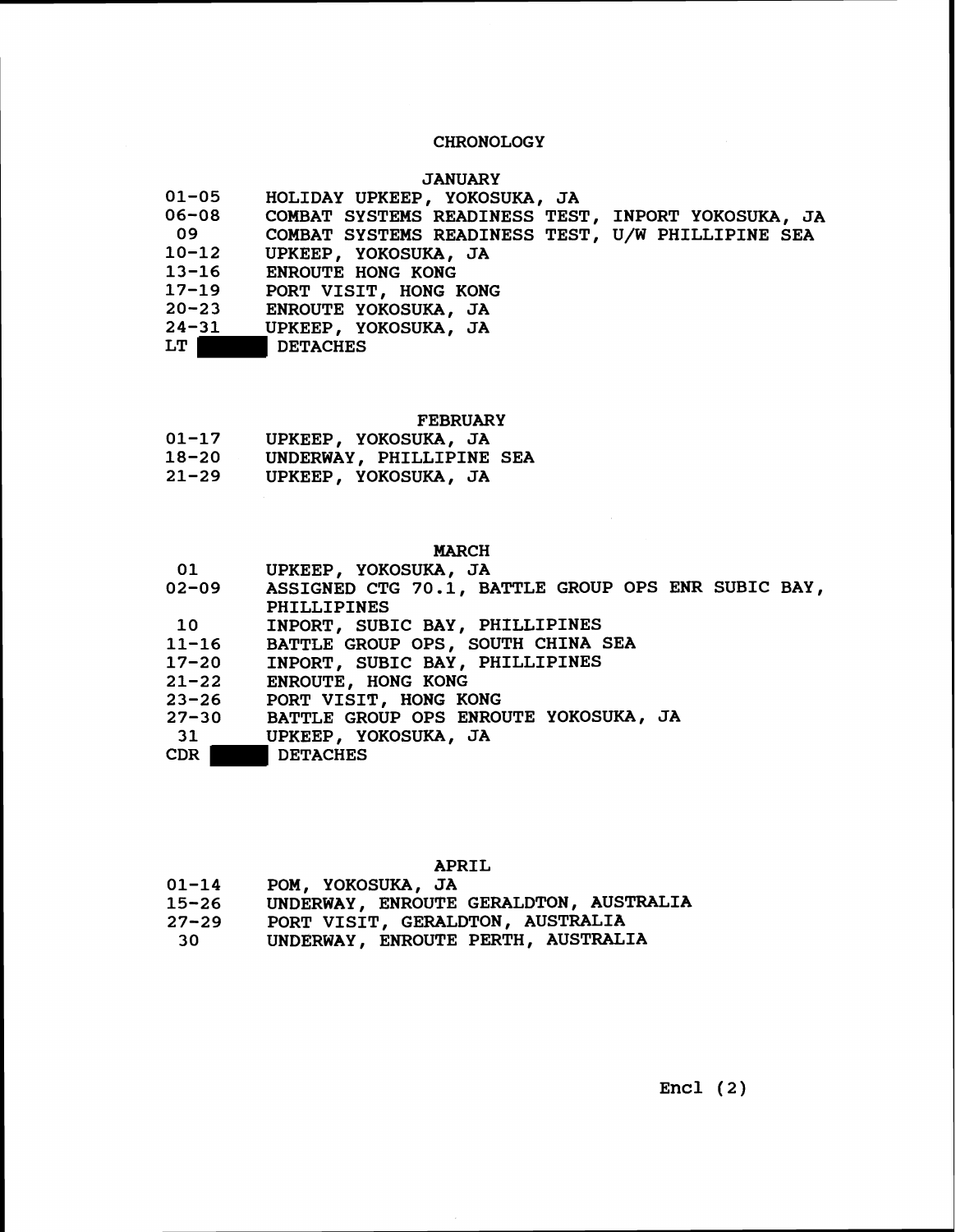# CHRONOLOGY

## JANUARY

| | |
|---|---|
| 01-05 | HOLIDAY UPKEEP, YOKOSUKA, JA |
| 06-08 | COMBAT SYSTEMS READINESS TEST, INPORT YOKOSUKA, JA |
| 09 | COMBAT SYSTEMS READINESS TEST, U/W PHILLIPINE SEA |
| 10-12 | UPKEEP, YOKOSUKA, JA |
| 13-16 | ENROUTE HONG KONG |
| 17-19 | PORT VISIT, HONG KONG |
| 20-23 | ENROUTE YOKOSUKA, JA |
| 24-31 | UPKEEP, YOKOSUKA, JA |
| LT ██ | DETACHES |

## FEBRUARY

| | |
|---|---|
| 01-17 | UPKEEP, YOKOSUKA, JA |
| 18-20 | UNDERWAY, PHILLIPINE SEA |
| 21-29 | UPKEEP, YOKOSUKA, JA |

## MARCH

| | |
|---|---|
| 01 | UPKEEP, YOKOSUKA, JA |
| 02-09 | ASSIGNED CTG 70.1, BATTLE GROUP OPS ENR SUBIC BAY, PHILLIPINES |
| 10 | INPORT, SUBIC BAY, PHILLIPINES |
| 11-16 | BATTLE GROUP OPS, SOUTH CHINA SEA |
| 17-20 | INPORT, SUBIC BAY, PHILLIPINES |
| 21-22 | ENROUTE, HONG KONG |
| 23-26 | PORT VISIT, HONG KONG |
| 27-30 | BATTLE GROUP OPS ENROUTE YOKOSUKA, JA |
| 31 | UPKEEP, YOKOSUKA, JA |
| CDR ██ | DETACHES |

## APRIL

| | |
|---|---|
| 01-14 | POM, YOKOSUKA, JA |
| 15-26 | UNDERWAY, ENROUTE GERALDTON, AUSTRALIA |
| 27-29 | PORT VISIT, GERALDTON, AUSTRALIA |
| 30 | UNDERWAY, ENROUTE PERTH, AUSTRALIA |

Encl (2)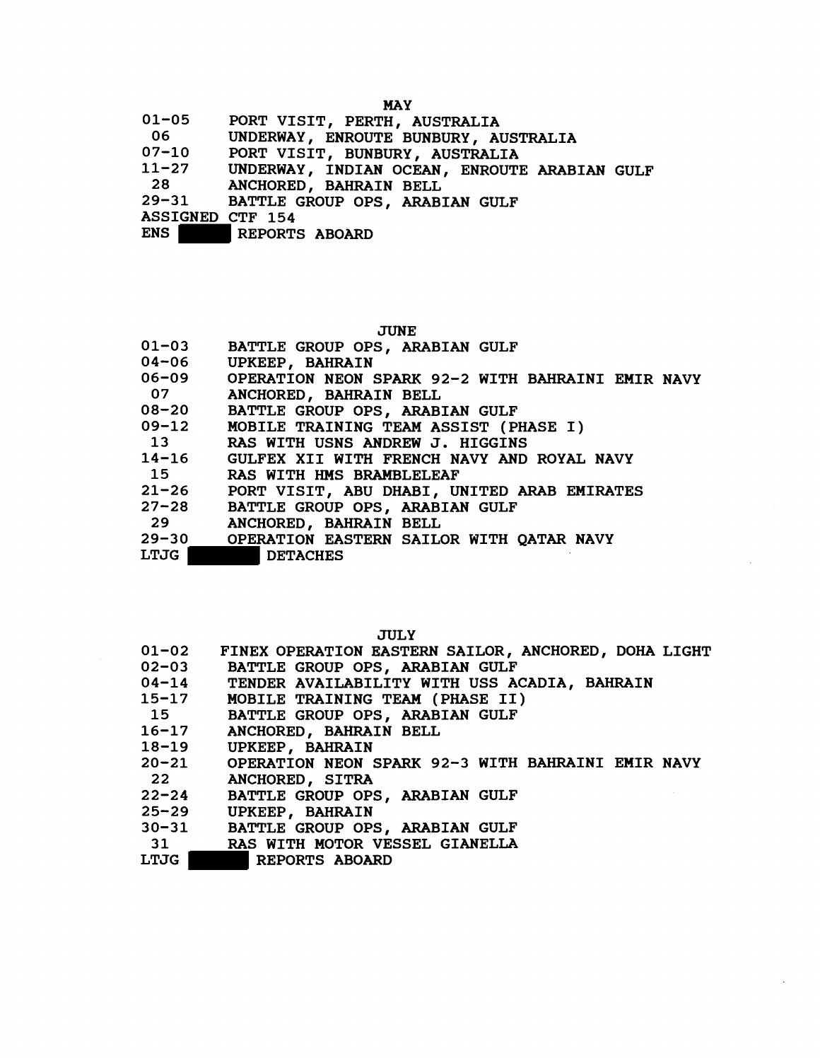## MAY

| | |
|---|---|
| 01-05 | PORT VISIT, PERTH, AUSTRALIA |
| 06 | UNDERWAY, ENROUTE BUNBURY, AUSTRALIA |
| 07-10 | PORT VISIT, BUNBURY, AUSTRALIA |
| 11-27 | UNDERWAY, INDIAN OCEAN, ENROUTE ARABIAN GULF |
| 28 | ANCHORED, BAHRAIN BELL |
| 29-31 | BATTLE GROUP OPS, ARABIAN GULF |

ASSIGNED CTF 154

ENS ████ REPORTS ABOARD

## JUNE

| | |
|---|---|
| 01-03 | BATTLE GROUP OPS, ARABIAN GULF |
| 04-06 | UPKEEP, BAHRAIN |
| 06-09 | OPERATION NEON SPARK 92-2 WITH BAHRAINI EMIR NAVY |
| 07 | ANCHORED, BAHRAIN BELL |
| 08-20 | BATTLE GROUP OPS, ARABIAN GULF |
| 09-12 | MOBILE TRAINING TEAM ASSIST (PHASE I) |
| 13 | RAS WITH USNS ANDREW J. HIGGINS |
| 14-16 | GULFEX XII WITH FRENCH NAVY AND ROYAL NAVY |
| 15 | RAS WITH HMS BRAMBLELEAF |
| 21-26 | PORT VISIT, ABU DHABI, UNITED ARAB EMIRATES |
| 27-28 | BATTLE GROUP OPS, ARABIAN GULF |
| 29 | ANCHORED, BAHRAIN BELL |
| 29-30 | OPERATION EASTERN SAILOR WITH QATAR NAVY |

LTJG ████ DETACHES

## JULY

| | |
|---|---|
| 01-02 | FINEX OPERATION EASTERN SAILOR, ANCHORED, DOHA LIGHT |
| 02-03 | BATTLE GROUP OPS, ARABIAN GULF |
| 04-14 | TENDER AVAILABILITY WITH USS ACADIA, BAHRAIN |
| 15-17 | MOBILE TRAINING TEAM (PHASE II) |
| 15 | BATTLE GROUP OPS, ARABIAN GULF |
| 16-17 | ANCHORED, BAHRAIN BELL |
| 18-19 | UPKEEP, BAHRAIN |
| 20-21 | OPERATION NEON SPARK 92-3 WITH BAHRAINI EMIR NAVY |
| 22 | ANCHORED, SITRA |
| 22-24 | BATTLE GROUP OPS, ARABIAN GULF |
| 25-29 | UPKEEP, BAHRAIN |
| 30-31 | BATTLE GROUP OPS, ARABIAN GULF |
| 31 | RAS WITH MOTOR VESSEL GIANELLA |

LTJG ████ REPORTS ABOARD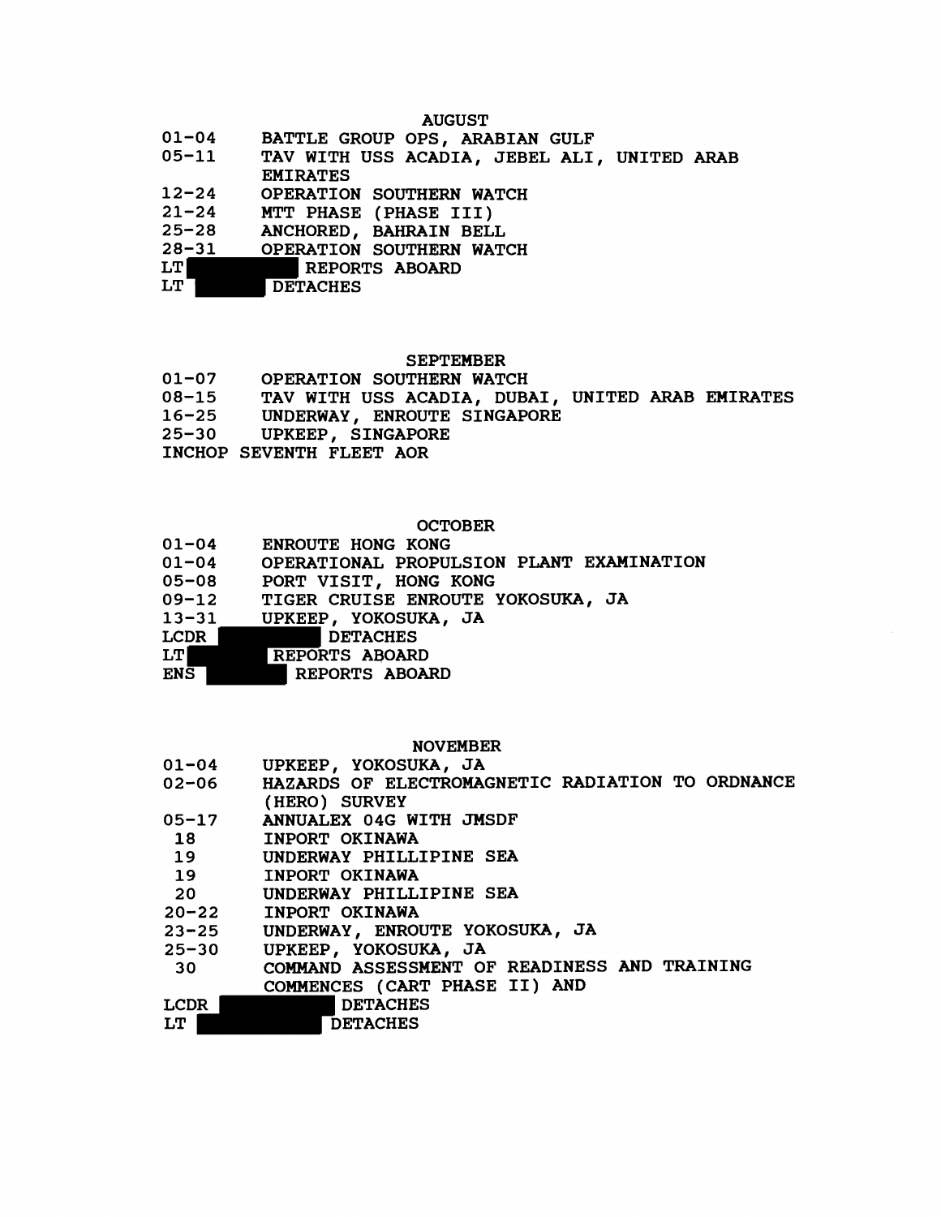## AUGUST

| | |
|---|---|
| 01-04 | BATTLE GROUP OPS, ARABIAN GULF |
| 05-11 | TAV WITH USS ACADIA, JEBEL ALI, UNITED ARAB EMIRATES |
| 12-24 | OPERATION SOUTHERN WATCH |
| 21-24 | MTT PHASE (PHASE III) |
| 25-28 | ANCHORED, BAHRAIN BELL |
| 28-31 | OPERATION SOUTHERN WATCH |

LT [REDACTED] REPORTS ABOARD
LT [REDACTED] DETACHES

## SEPTEMBER

| | |
|---|---|
| 01-07 | OPERATION SOUTHERN WATCH |
| 08-15 | TAV WITH USS ACADIA, DUBAI, UNITED ARAB EMIRATES |
| 16-25 | UNDERWAY, ENROUTE SINGAPORE |
| 25-30 | UPKEEP, SINGAPORE |

INCHOP SEVENTH FLEET AOR

## OCTOBER

| | |
|---|---|
| 01-04 | ENROUTE HONG KONG |
| 01-04 | OPERATIONAL PROPULSION PLANT EXAMINATION |
| 05-08 | PORT VISIT, HONG KONG |
| 09-12 | TIGER CRUISE ENROUTE YOKOSUKA, JA |
| 13-31 | UPKEEP, YOKOSUKA, JA |

LCDR [REDACTED] DETACHES
LT [REDACTED] REPORTS ABOARD
ENS [REDACTED] REPORTS ABOARD

## NOVEMBER

| | |
|---|---|
| 01-04 | UPKEEP, YOKOSUKA, JA |
| 02-06 | HAZARDS OF ELECTROMAGNETIC RADIATION TO ORDNANCE (HERO) SURVEY |
| 05-17 | ANNUALEX 04G WITH JMSDF |
| 18 | INPORT OKINAWA |
| 19 | UNDERWAY PHILLIPINE SEA |
| 19 | INPORT OKINAWA |
| 20 | UNDERWAY PHILLIPINE SEA |
| 20-22 | INPORT OKINAWA |
| 23-25 | UNDERWAY, ENROUTE YOKOSUKA, JA |
| 25-30 | UPKEEP, YOKOSUKA, JA |
| 30 | COMMAND ASSESSMENT OF READINESS AND TRAINING COMMENCES (CART PHASE II) AND |

LCDR [REDACTED] DETACHES
LT [REDACTED] DETACHES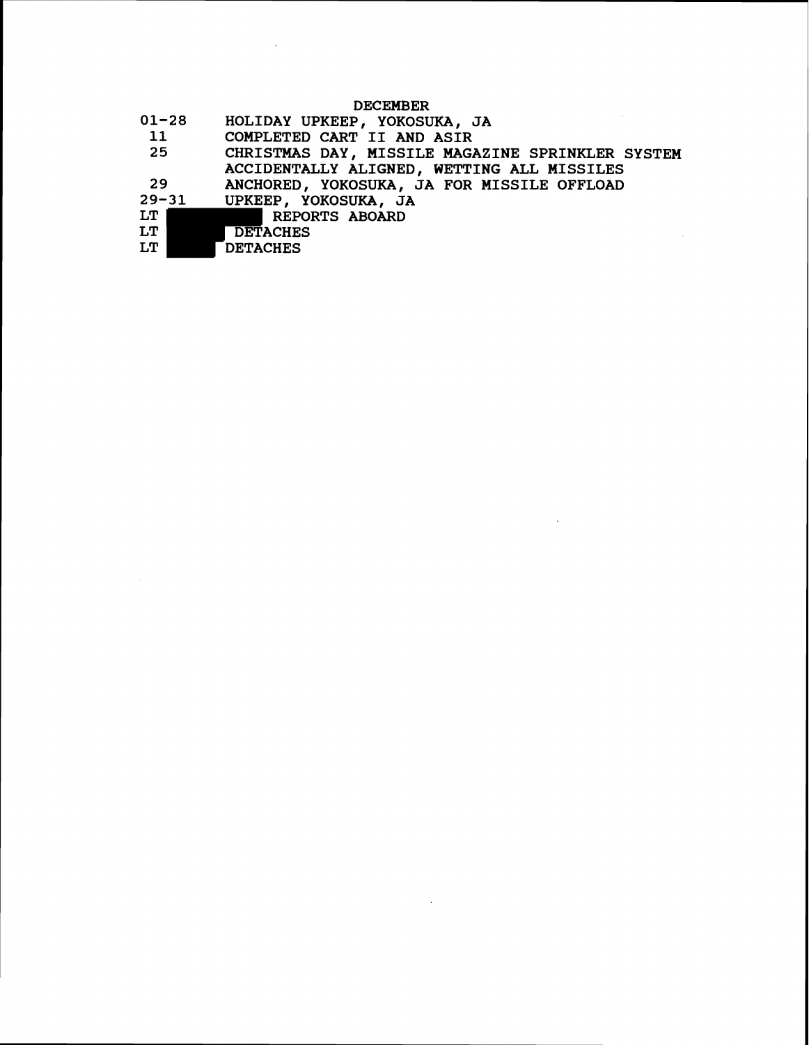## DECEMBER

| | |
|---|---|
| 01-28 | HOLIDAY UPKEEP, YOKOSUKA, JA |
| 11 | COMPLETED CART II AND ASIR |
| 25 | CHRISTMAS DAY, MISSILE MAGAZINE SPRINKLER SYSTEM ACCIDENTALLY ALIGNED, WETTING ALL MISSILES |
| 29 | ANCHORED, YOKOSUKA, JA FOR MISSILE OFFLOAD |
| 29-31 | UPKEEP, YOKOSUKA, JA |
| LT | REPORTS ABOARD |
| LT | DETACHES |
| LT | DETACHES |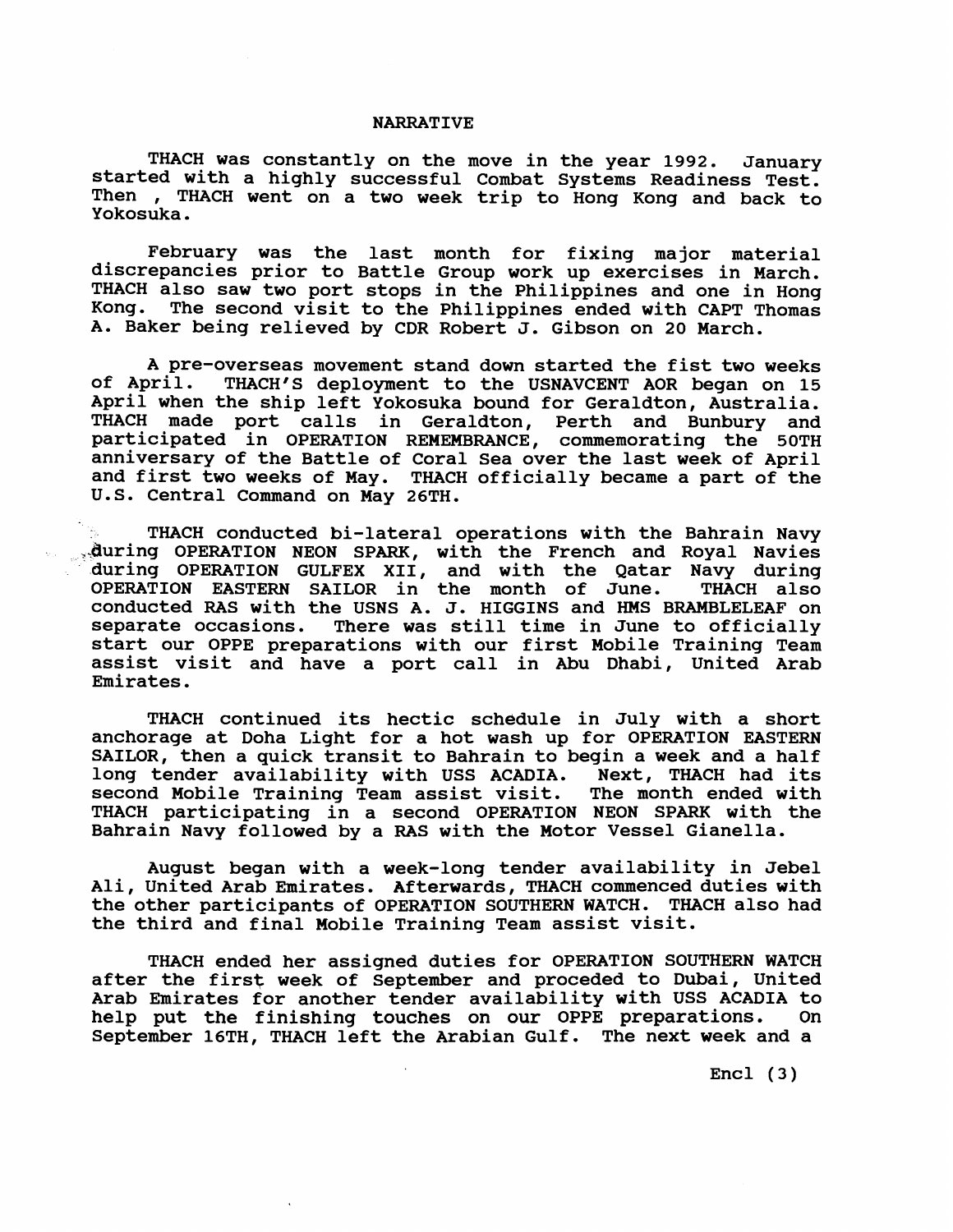## NARRATIVE

THACH was constantly on the move in the year 1992. January started with a highly successful Combat Systems Readiness Test. Then , THACH went on a two week trip to Hong Kong and back to Yokosuka.

February was the last month for fixing major material discrepancies prior to Battle Group work up exercises in March. THACH also saw two port stops in the Philippines and one in Hong Kong. The second visit to the Philippines ended with CAPT Thomas A. Baker being relieved by CDR Robert J. Gibson on 20 March.

A pre-overseas movement stand down started the fist two weeks of April. THACH'S deployment to the USNAVCENT AOR began on 15 April when the ship left Yokosuka bound for Geraldton, Australia. THACH made port calls in Geraldton, Perth and Bunbury and participated in OPERATION REMEMBRANCE, commemorating the 50TH anniversary of the Battle of Coral Sea over the last week of April and first two weeks of May. THACH officially became a part of the U.S. Central Command on May 26TH.

THACH conducted bi-lateral operations with the Bahrain Navy during OPERATION NEON SPARK, with the French and Royal Navies during OPERATION GULFEX XII, and with the Qatar Navy during OPERATION EASTERN SAILOR in the month of June. THACH also conducted RAS with the USNS A. J. HIGGINS and HMS BRAMBLELEAF on separate occasions. There was still time in June to officially start our OPPE preparations with our first Mobile Training Team assist visit and have a port call in Abu Dhabi, United Arab Emirates.

THACH continued its hectic schedule in July with a short anchorage at Doha Light for a hot wash up for OPERATION EASTERN SAILOR, then a quick transit to Bahrain to begin a week and a half long tender availability with USS ACADIA. Next, THACH had its second Mobile Training Team assist visit. The month ended with THACH participating in a second OPERATION NEON SPARK with the Bahrain Navy followed by a RAS with the Motor Vessel Gianella.

August began with a week-long tender availability in Jebel Ali, United Arab Emirates. Afterwards, THACH commenced duties with the other participants of OPERATION SOUTHERN WATCH. THACH also had the third and final Mobile Training Team assist visit.

THACH ended her assigned duties for OPERATION SOUTHERN WATCH after the first week of September and proceeded to Dubai, United Arab Emirates for another tender availability with USS ACADIA to help put the finishing touches on our OPPE preparations. On September 16TH, THACH left the Arabian Gulf. The next week and a

Encl (3)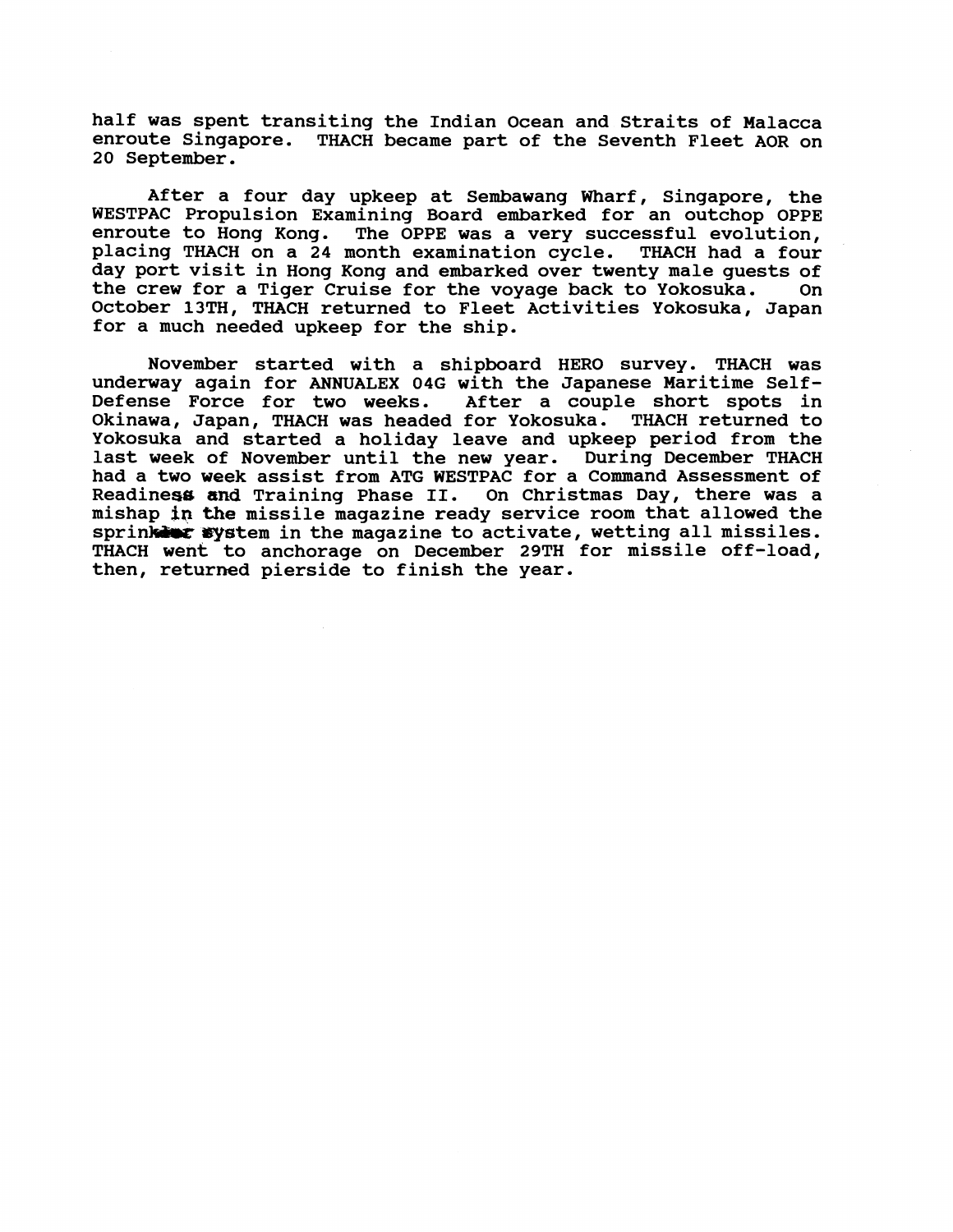half was spent transiting the Indian Ocean and Straits of Malacca enroute Singapore. THACH became part of the Seventh Fleet AOR on 20 September.

After a four day upkeep at Sembawang Wharf, Singapore, the WESTPAC Propulsion Examining Board embarked for an outchop OPPE enroute to Hong Kong. The OPPE was a very successful evolution, placing THACH on a 24 month examination cycle. THACH had a four day port visit in Hong Kong and embarked over twenty male guests of the crew for a Tiger Cruise for the voyage back to Yokosuka. On October 13TH, THACH returned to Fleet Activities Yokosuka, Japan for a much needed upkeep for the ship.

November started with a shipboard HERO survey. THACH was underway again for ANNUALEX 04G with the Japanese Maritime Self-Defense Force for two weeks. After a couple short spots in Okinawa, Japan, THACH was headed for Yokosuka. THACH returned to Yokosuka and started a holiday leave and upkeep period from the last week of November until the new year. During December THACH had a two week assist from ATG WESTPAC for a Command Assessment of Readiness and Training Phase II. On Christmas Day, there was a mishap in the missile magazine ready service room that allowed the sprinkler system in the magazine to activate, wetting all missiles. THACH went to anchorage on December 29TH for missile off-load, then, returned pierside to finish the year.